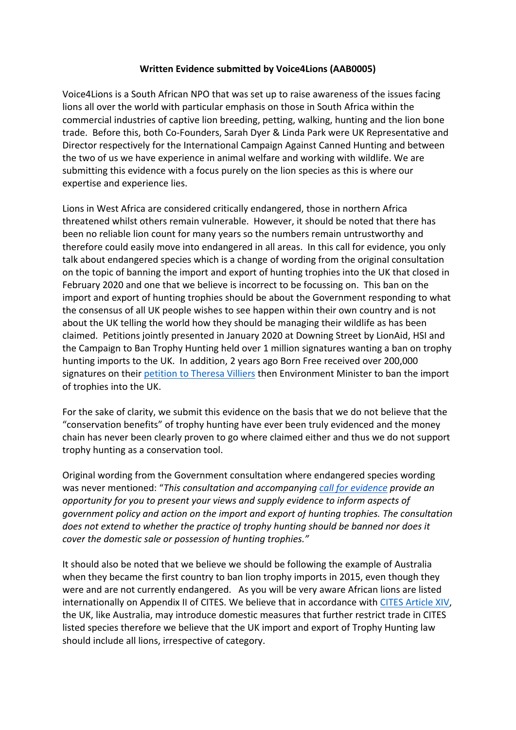**Written Evidence submitted by Voice4Lions (AAB0005)**

Voice4Lions is a South African NPO that was set up to raise awareness of the issues facing lions all over the world with particular emphasis on those in South Africa within the commercial industries of captive lion breeding, petting, walking, hunting and the lion bone trade. Before this, both Co-Founders, Sarah Dyer & Linda Park were UK Representative and Director respectively for the International Campaign Against Canned Hunting and between the two of us we have experience in animal welfare and working with wildlife. We are submitting this evidence with a focus purely on the lion species as this is where our expertise and experience lies.

Lions in West Africa are considered critically endangered, those in northern Africa threatened whilst others remain vulnerable. However, it should be noted that there has been no reliable lion count for many years so the numbers remain untrustworthy and therefore could easily move into endangered in all areas. In this call for evidence, you only talk about endangered species which is a change of wording from the original consultation on the topic of banning the import and export of hunting trophies into the UK that closed in February 2020 and one that we believe is incorrect to be focussing on. This ban on the import and export of hunting trophies should be about the Government responding to what the consensus of all UK people wishes to see happen within their own country and is not about the UK telling the world how they should be managing their wildlife as has been claimed. Petitions jointly presented in January 2020 at Downing Street by LionAid, HSI and the Campaign to Ban Trophy Hunting held over 1 million signatures wanting a ban on trophy hunting imports to the UK. In addition, 2 years ago Born Free received over 200,000 signatures on their petition to Theresa Villiers then Environment Minister to ban the import of trophies into the UK.

For the sake of clarity, we submit this evidence on the basis that we do not believe that the "conservation benefits" of trophy hunting have ever been truly evidenced and the money chain has never been clearly proven to go where claimed either and thus we do not support trophy hunting as a conservation tool.

Original wording from the Government consultation where endangered species wording was never mentioned: "*This consultation and accompanying call for evidence provide an opportunity for you to present your views and supply evidence to inform aspects of government policy and action on the import and export of hunting trophies. The consultation does not extend to whether the practice of trophy hunting should be banned nor does it cover the domestic sale or possession of hunting trophies.*"

It should also be noted that we believe we should be following the example of Australia when they became the first country to ban lion trophy imports in 2015, even though they were and are not currently endangered. As you will be very aware African lions are listed internationally on Appendix II of CITES. We believe that in accordance with CITES Article XIV, the UK, like Australia, may introduce domestic measures that further restrict trade in CITES listed species therefore we believe that the UK import and export of Trophy Hunting law should include all lions, irrespective of category.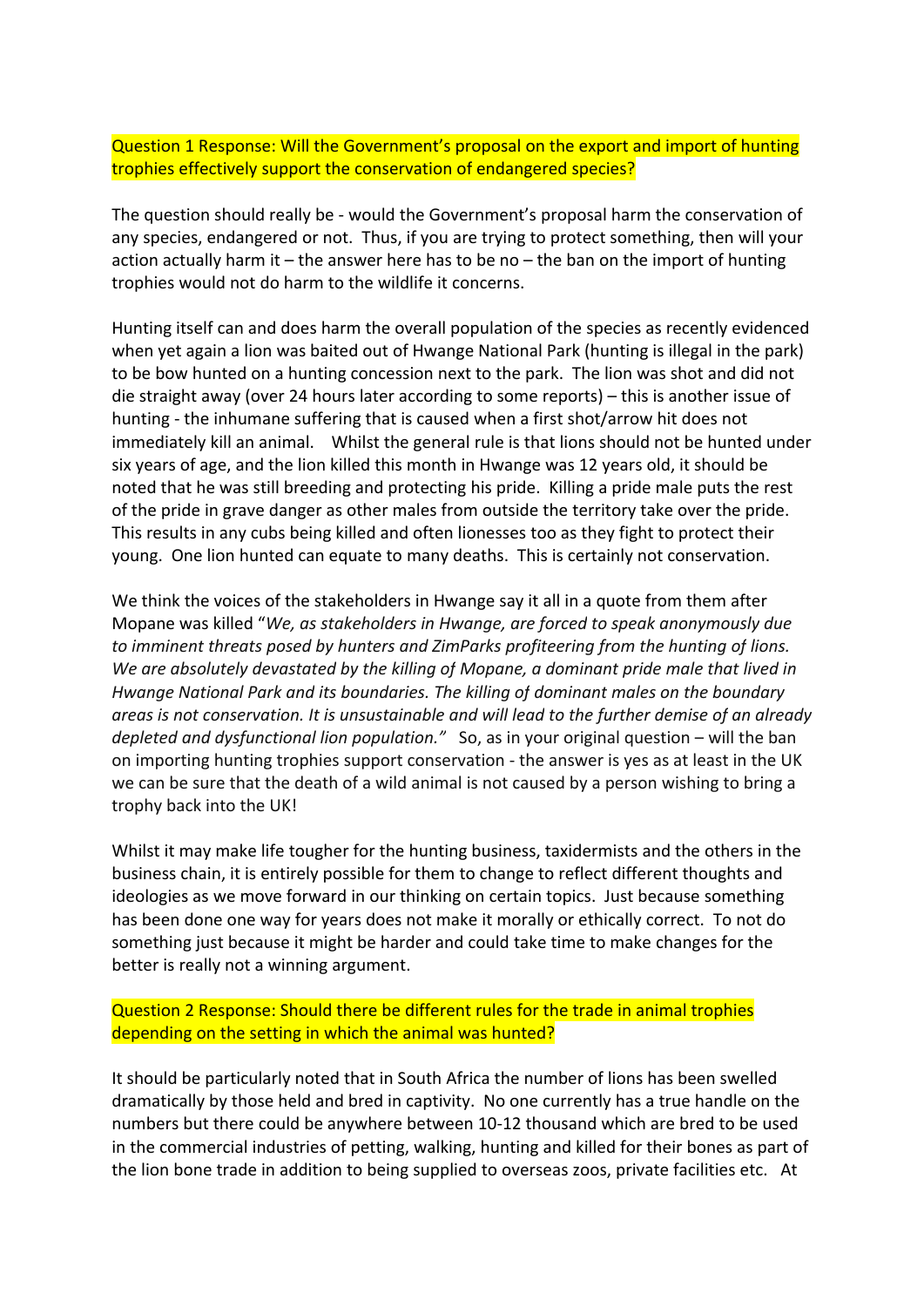## Question 1 Response: Will the Government's proposal on the export and import of hunting trophies effectively support the conservation of endangered species?

The question should really be - would the Government's proposal harm the conservation of any species, endangered or not. Thus, if you are trying to protect something, then will your action actually harm it – the answer here has to be no – the ban on the import of hunting trophies would not do harm to the wildlife it concerns.

Hunting itself can and does harm the overall population of the species as recently evidenced when yet again a lion was baited out of Hwange National Park (hunting is illegal in the park) to be bow hunted on a hunting concession next to the park. The lion was shot and did not die straight away (over 24 hours later according to some reports) – this is another issue of hunting - the inhumane suffering that is caused when a first shot/arrow hit does not immediately kill an animal. Whilst the general rule is that lions should not be hunted under six years of age, and the lion killed this month in Hwange was 12 years old, it should be noted that he was still breeding and protecting his pride. Killing a pride male puts the rest of the pride in grave danger as other males from outside the territory take over the pride. This results in any cubs being killed and often lionesses too as they fight to protect their young. One lion hunted can equate to many deaths. This is certainly not conservation.

We think the voices of the stakeholders in Hwange say it all in a quote from them after Mopane was killed "*We, as stakeholders in Hwange, are forced to speak anonymously due to imminent threats posed by hunters and ZimParks profiteering from the hunting of lions. We are absolutely devastated by the killing of Mopane, a dominant pride male that lived in Hwange National Park and its boundaries. The killing of dominant males on the boundary areas is not conservation. It is unsustainable and will lead to the further demise of an already depleted and dysfunctional lion population.*" So, as in your original question – will the ban on importing hunting trophies support conservation - the answer is yes as at least in the UK we can be sure that the death of a wild animal is not caused by a person wishing to bring a trophy back into the UK!

Whilst it may make life tougher for the hunting business, taxidermists and the others in the business chain, it is entirely possible for them to change to reflect different thoughts and ideologies as we move forward in our thinking on certain topics. Just because something has been done one way for years does not make it morally or ethically correct. To not do something just because it might be harder and could take time to make changes for the better is really not a winning argument.

## Question 2 Response: Should there be different rules for the trade in animal trophies depending on the setting in which the animal was hunted?

It should be particularly noted that in South Africa the number of lions has been swelled dramatically by those held and bred in captivity. No one currently has a true handle on the numbers but there could be anywhere between 10-12 thousand which are bred to be used in the commercial industries of petting, walking, hunting and killed for their bones as part of the lion bone trade in addition to being supplied to overseas zoos, private facilities etc. At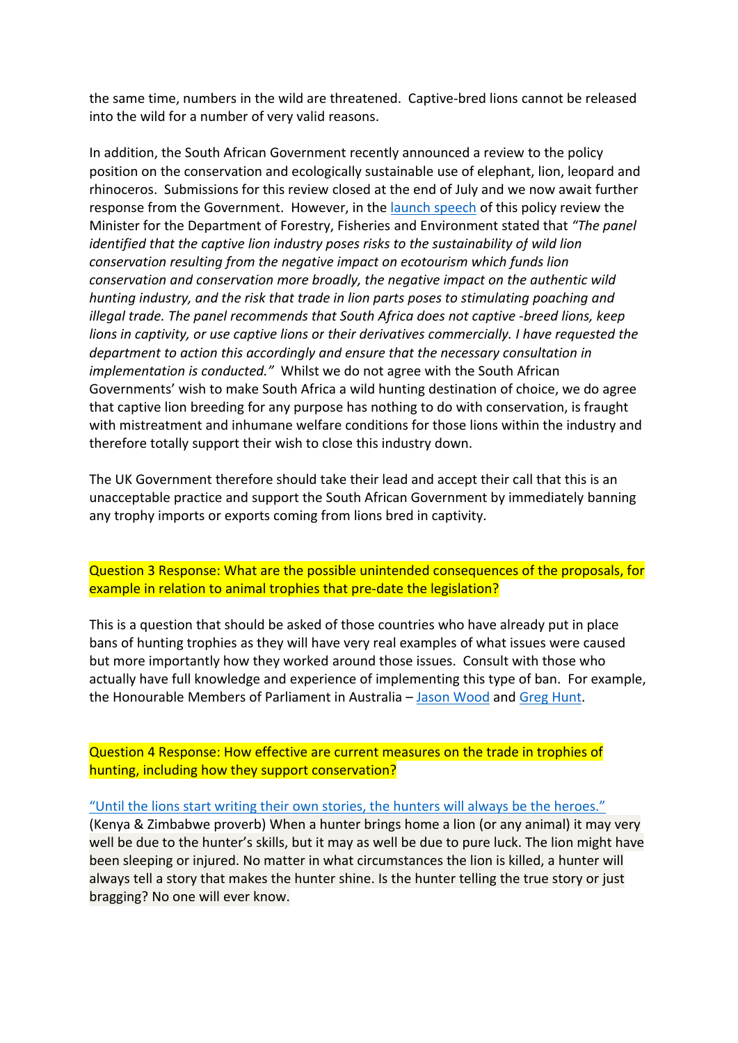the same time, numbers in the wild are threatened. Captive-bred lions cannot be released into the wild for a number of very valid reasons.

In addition, the South African Government recently announced a review to the policy position on the conservation and ecologically sustainable use of elephant, lion, leopard and rhinoceros. Submissions for this review closed at the end of July and we now await further response from the Government. However, in the launch speech of this policy review the Minister for the Department of Forestry, Fisheries and Environment stated that *"The panel identified that the captive lion industry poses risks to the sustainability of wild lion conservation resulting from the negative impact on ecotourism which funds lion conservation and conservation more broadly, the negative impact on the authentic wild hunting industry, and the risk that trade in lion parts poses to stimulating poaching and illegal trade. The panel recommends that South Africa does not captive -breed lions, keep lions in captivity, or use captive lions or their derivatives commercially. I have requested the department to action this accordingly and ensure that the necessary consultation in implementation is conducted."* Whilst we do not agree with the South African Governments' wish to make South Africa a wild hunting destination of choice, we do agree that captive lion breeding for any purpose has nothing to do with conservation, is fraught with mistreatment and inhumane welfare conditions for those lions within the industry and therefore totally support their wish to close this industry down.

The UK Government therefore should take their lead and accept their call that this is an unacceptable practice and support the South African Government by immediately banning any trophy imports or exports coming from lions bred in captivity.

**Question 3 Response: What are the possible unintended consequences of the proposals, for example in relation to animal trophies that pre-date the legislation?**

This is a question that should be asked of those countries who have already put in place bans of hunting trophies as they will have very real examples of what issues were caused but more importantly how they worked around those issues. Consult with those who actually have full knowledge and experience of implementing this type of ban. For example, the Honourable Members of Parliament in Australia – Jason Wood and Greg Hunt.

**Question 4 Response: How effective are current measures on the trade in trophies of hunting, including how they support conservation?**

"Until the lions start writing their own stories, the hunters will always be the heroes." (Kenya & Zimbabwe proverb) When a hunter brings home a lion (or any animal) it may very well be due to the hunter's skills, but it may as well be due to pure luck. The lion might have been sleeping or injured. No matter in what circumstances the lion is killed, a hunter will always tell a story that makes the hunter shine. Is the hunter telling the true story or just bragging? No one will ever know.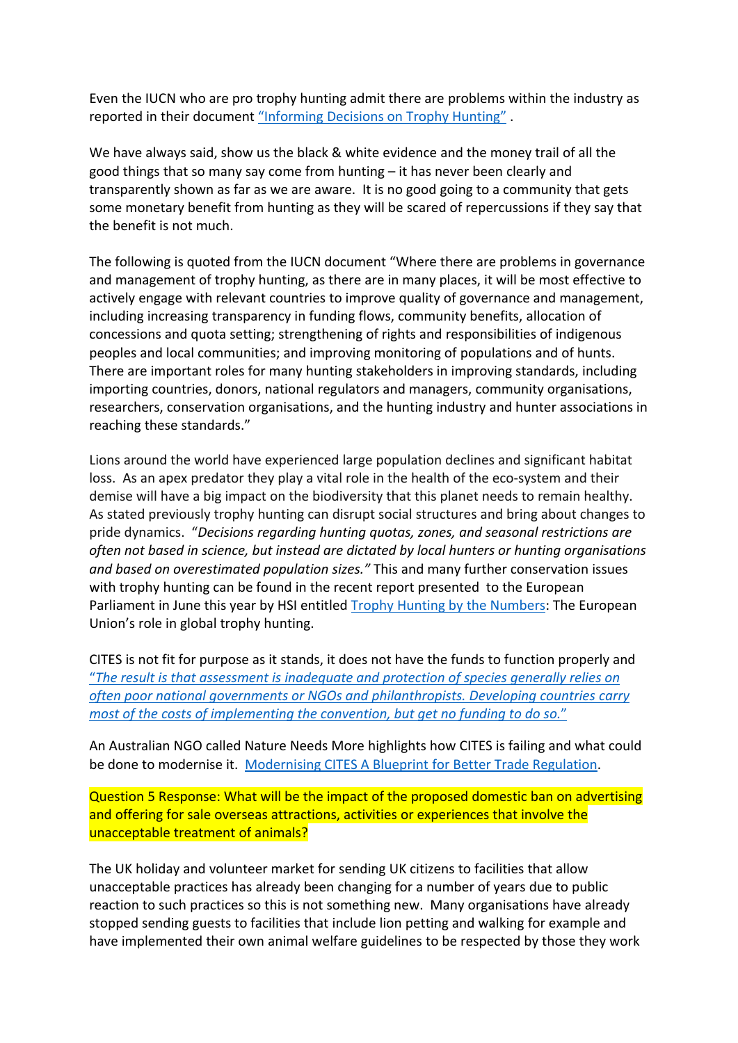Even the IUCN who are pro trophy hunting admit there are problems within the industry as reported in their document "Informing Decisions on Trophy Hunting" .

We have always said, show us the black & white evidence and the money trail of all the good things that so many say come from hunting – it has never been clearly and transparently shown as far as we are aware. It is no good going to a community that gets some monetary benefit from hunting as they will be scared of repercussions if they say that the benefit is not much.

The following is quoted from the IUCN document "Where there are problems in governance and management of trophy hunting, as there are in many places, it will be most effective to actively engage with relevant countries to improve quality of governance and management, including increasing transparency in funding flows, community benefits, allocation of concessions and quota setting; strengthening of rights and responsibilities of indigenous peoples and local communities; and improving monitoring of populations and of hunts. There are important roles for many hunting stakeholders in improving standards, including importing countries, donors, national regulators and managers, community organisations, researchers, conservation organisations, and the hunting industry and hunter associations in reaching these standards."

Lions around the world have experienced large population declines and significant habitat loss. As an apex predator they play a vital role in the health of the eco-system and their demise will have a big impact on the biodiversity that this planet needs to remain healthy. As stated previously trophy hunting can disrupt social structures and bring about changes to pride dynamics. "*Decisions regarding hunting quotas, zones, and seasonal restrictions are often not based in science, but instead are dictated by local hunters or hunting organisations and based on overestimated population sizes.*" This and many further conservation issues with trophy hunting can be found in the recent report presented to the European Parliament in June this year by HSI entitled Trophy Hunting by the Numbers: The European Union's role in global trophy hunting.

CITES is not fit for purpose as it stands, it does not have the funds to function properly and *"The result is that assessment is inadequate and protection of species generally relies on often poor national governments or NGOs and philanthropists. Developing countries carry most of the costs of implementing the convention, but get no funding to do so."*

An Australian NGO called Nature Needs More highlights how CITES is failing and what could be done to modernise it. Modernising CITES A Blueprint for Better Trade Regulation.

Question 5 Response: What will be the impact of the proposed domestic ban on advertising and offering for sale overseas attractions, activities or experiences that involve the unacceptable treatment of animals?

The UK holiday and volunteer market for sending UK citizens to facilities that allow unacceptable practices has already been changing for a number of years due to public reaction to such practices so this is not something new. Many organisations have already stopped sending guests to facilities that include lion petting and walking for example and have implemented their own animal welfare guidelines to be respected by those they work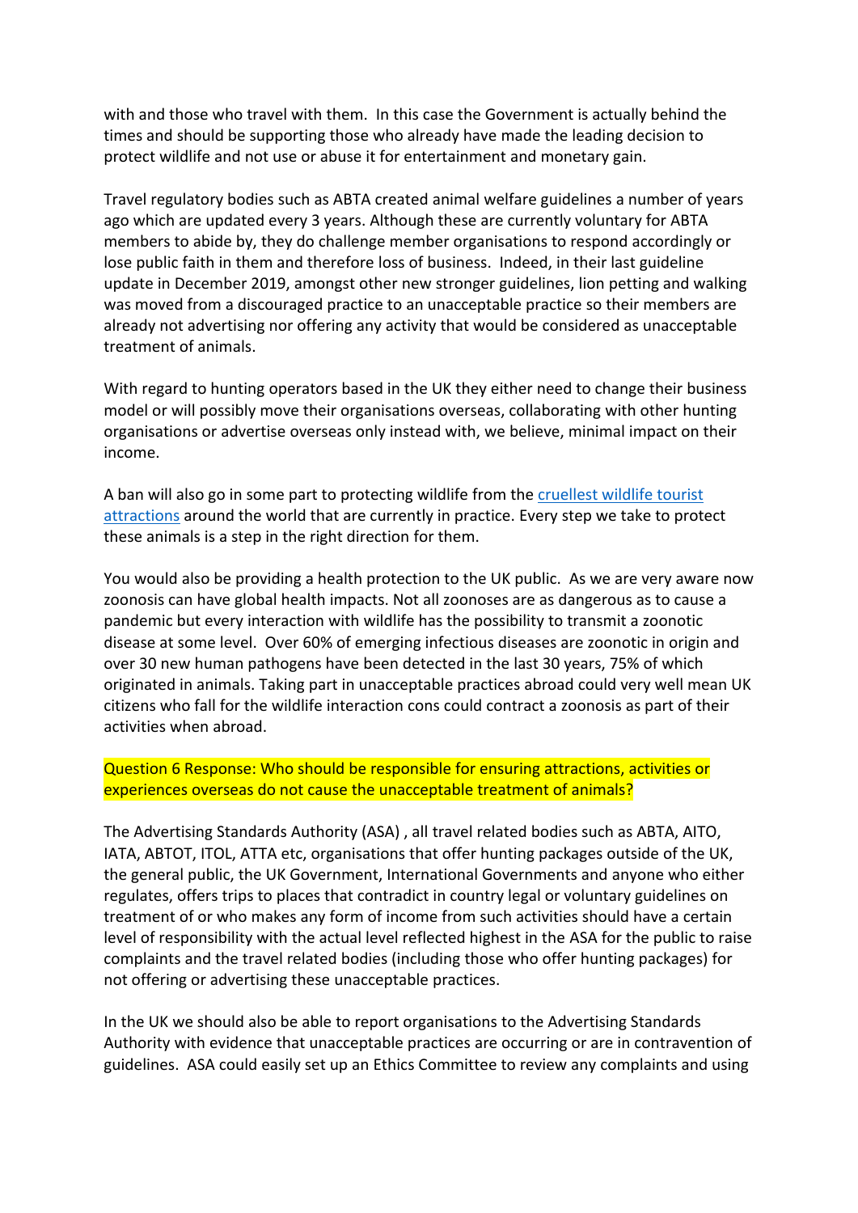with and those who travel with them. In this case the Government is actually behind the times and should be supporting those who already have made the leading decision to protect wildlife and not use or abuse it for entertainment and monetary gain.

Travel regulatory bodies such as ABTA created animal welfare guidelines a number of years ago which are updated every 3 years. Although these are currently voluntary for ABTA members to abide by, they do challenge member organisations to respond accordingly or lose public faith in them and therefore loss of business. Indeed, in their last guideline update in December 2019, amongst other new stronger guidelines, lion petting and walking was moved from a discouraged practice to an unacceptable practice so their members are already not advertising nor offering any activity that would be considered as unacceptable treatment of animals.

With regard to hunting operators based in the UK they either need to change their business model or will possibly move their organisations overseas, collaborating with other hunting organisations or advertise overseas only instead with, we believe, minimal impact on their income.

A ban will also go in some part to protecting wildlife from the cruellest wildlife tourist attractions around the world that are currently in practice. Every step we take to protect these animals is a step in the right direction for them.

You would also be providing a health protection to the UK public. As we are very aware now zoonosis can have global health impacts. Not all zoonoses are as dangerous as to cause a pandemic but every interaction with wildlife has the possibility to transmit a zoonotic disease at some level. Over 60% of emerging infectious diseases are zoonotic in origin and over 30 new human pathogens have been detected in the last 30 years, 75% of which originated in animals. Taking part in unacceptable practices abroad could very well mean UK citizens who fall for the wildlife interaction cons could contract a zoonosis as part of their activities when abroad.

**Question 6 Response: Who should be responsible for ensuring attractions, activities or experiences overseas do not cause the unacceptable treatment of animals?**

The Advertising Standards Authority (ASA) , all travel related bodies such as ABTA, AITO, IATA, ABTOT, ITOL, ATTA etc, organisations that offer hunting packages outside of the UK, the general public, the UK Government, International Governments and anyone who either regulates, offers trips to places that contradict in country legal or voluntary guidelines on treatment of or who makes any form of income from such activities should have a certain level of responsibility with the actual level reflected highest in the ASA for the public to raise complaints and the travel related bodies (including those who offer hunting packages) for not offering or advertising these unacceptable practices.

In the UK we should also be able to report organisations to the Advertising Standards Authority with evidence that unacceptable practices are occurring or are in contravention of guidelines. ASA could easily set up an Ethics Committee to review any complaints and using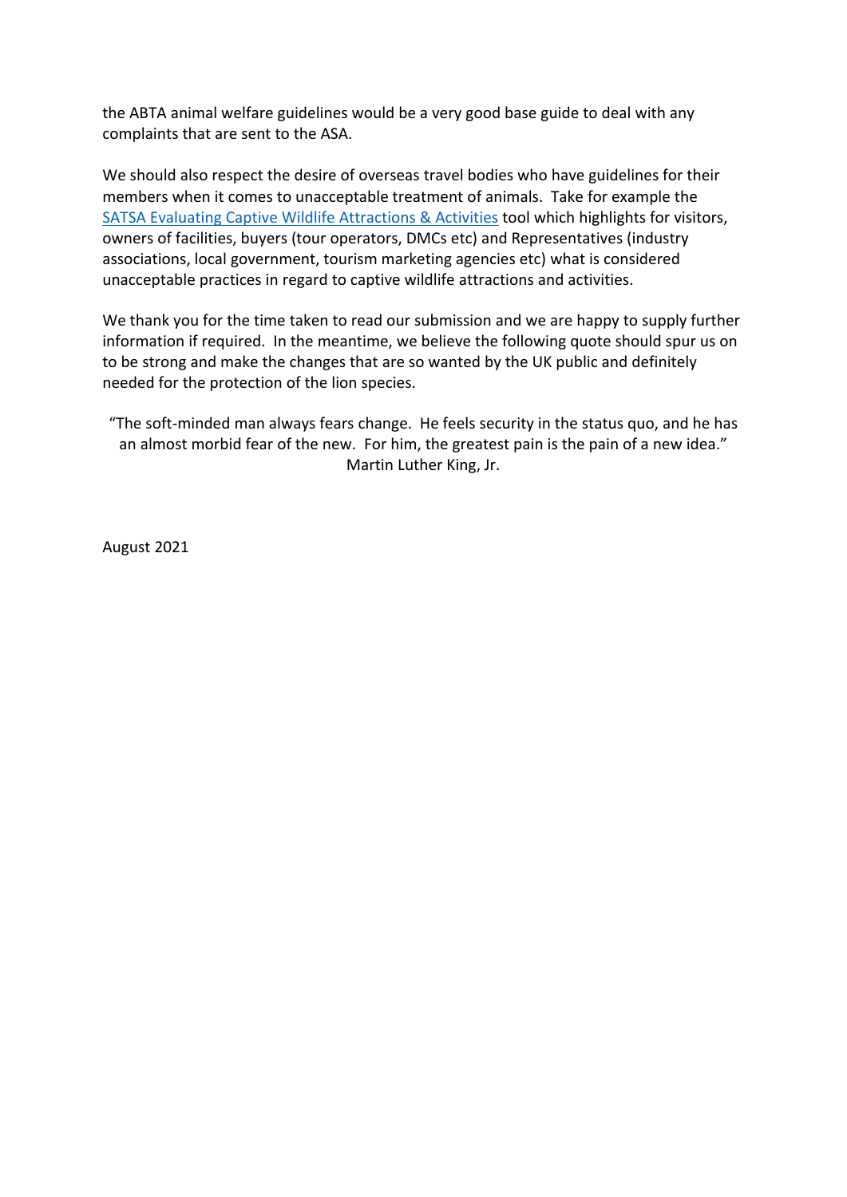the ABTA animal welfare guidelines would be a very good base guide to deal with any complaints that are sent to the ASA.

We should also respect the desire of overseas travel bodies who have guidelines for their members when it comes to unacceptable treatment of animals. Take for example the SATSA Evaluating Captive Wildlife Attractions & Activities tool which highlights for visitors, owners of facilities, buyers (tour operators, DMCs etc) and Representatives (industry associations, local government, tourism marketing agencies etc) what is considered unacceptable practices in regard to captive wildlife attractions and activities.

We thank you for the time taken to read our submission and we are happy to supply further information if required. In the meantime, we believe the following quote should spur us on to be strong and make the changes that are so wanted by the UK public and definitely needed for the protection of the lion species.

"The soft-minded man always fears change. He feels security in the status quo, and he has an almost morbid fear of the new. For him, the greatest pain is the pain of a new idea."
Martin Luther King, Jr.

August 2021